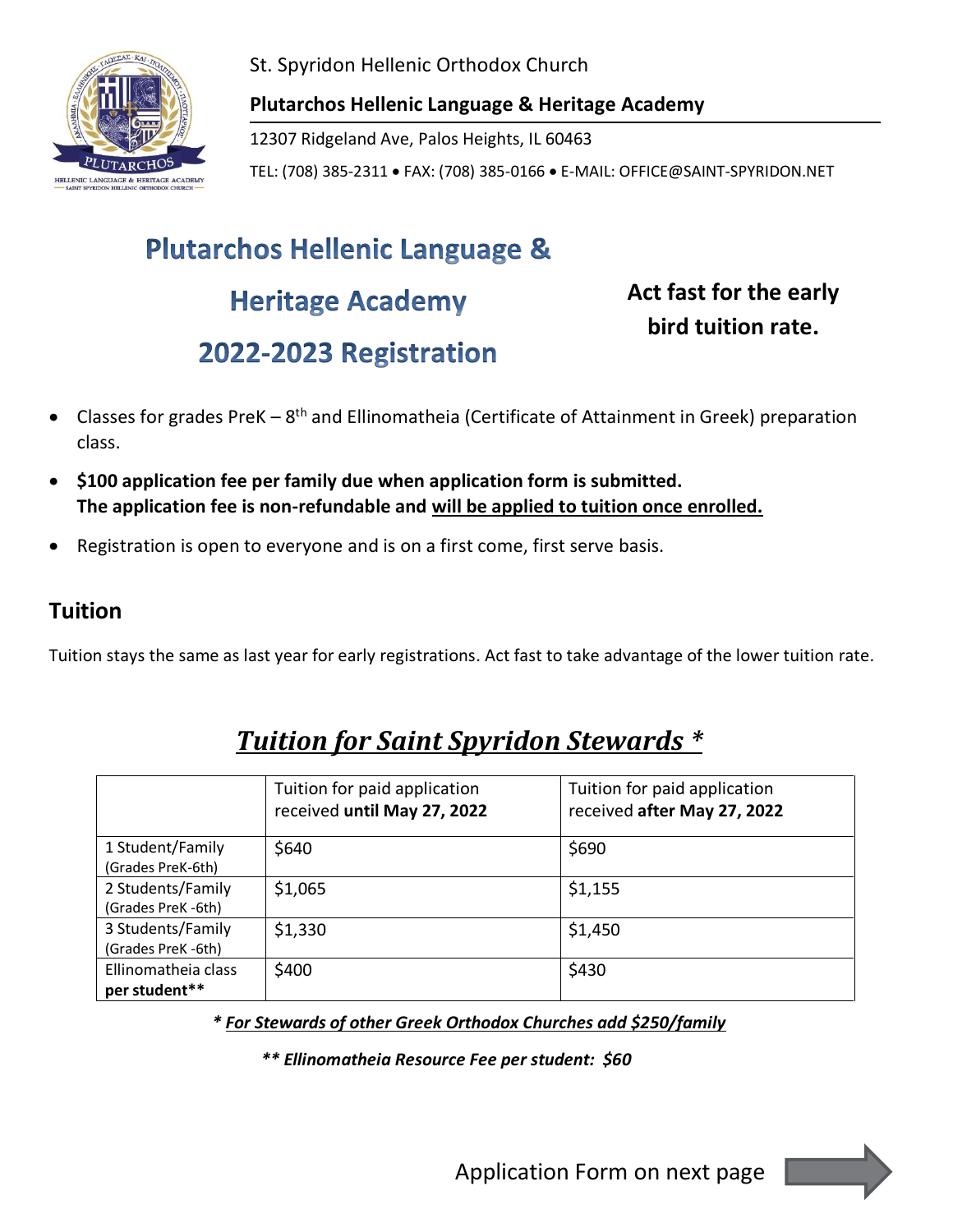St. Spyridon Hellenic Orthodox Church

**Plutarchos Hellenic Language & Heritage Academy**

12307 Ridgeland Ave, Palos Heights, IL 60463

TEL: (708) 385-2311 • FAX: (708) 385-0166 • E-MAIL: OFFICE@SAINT-SPYRIDON.NET

# Plutarchos Hellenic Language & Heritage Academy 2022-2023 Registration

**Act fast for the early bird tuition rate.**

- Classes for grades PreK – 8th and Ellinomatheia (Certificate of Attainment in Greek) preparation class.
- **$100 application fee per family due when application form is submitted. The application fee is non-refundable and will be applied to tuition once enrolled.**
- Registration is open to everyone and is on a first come, first serve basis.

## Tuition

Tuition stays the same as last year for early registrations. Act fast to take advantage of the lower tuition rate.

## *Tuition for Saint Spyridon Stewards **

| | Tuition for paid application received **until May 27, 2022** | Tuition for paid application received **after May 27, 2022** |
|---|---|---|
| 1 Student/Family (Grades PreK-6th) | $640 | $690 |
| 2 Students/Family (Grades PreK -6th) | $1,065 | $1,155 |
| 3 Students/Family (Grades PreK -6th) | $1,330 | $1,450 |
| Ellinomatheia class **per student**** | $400 | $430 |

***** For Stewards of other Greek Orthodox Churches add $250/family***

***** Ellinomatheia Resource Fee per student: $60***

Application Form on next page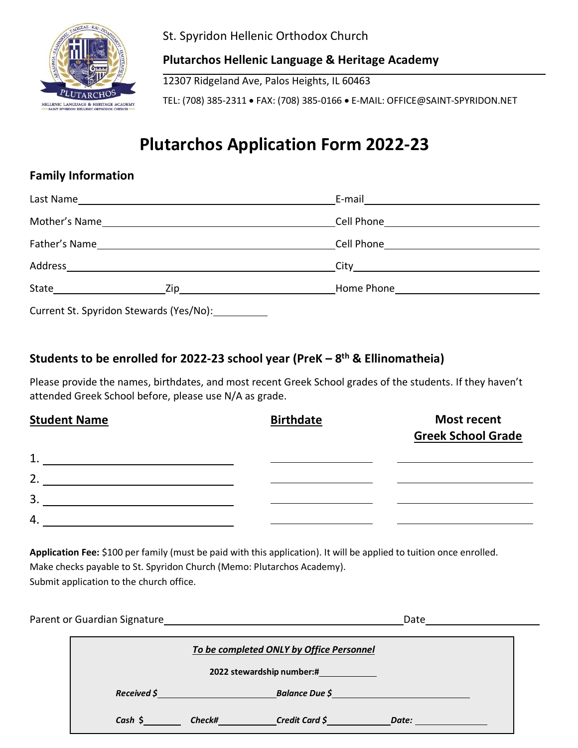St. Spyridon Hellenic Orthodox Church

**Plutarchos Hellenic Language & Heritage Academy**

12307 Ridgeland Ave, Palos Heights, IL 60463

TEL: (708) 385-2311 • FAX: (708) 385-0166 • E-MAIL: OFFICE@SAINT-SPYRIDON.NET

# Plutarchos Application Form 2022-23

## Family Information

Last Name \_\_\_\_\_\_\_\_\_\_\_\_\_\_\_\_\_\_\_\_ E-mail \_\_\_\_\_\_\_\_\_\_\_\_\_\_\_\_\_\_\_\_

Mother's Name \_\_\_\_\_\_\_\_\_\_\_\_\_\_\_\_\_\_\_\_ Cell Phone \_\_\_\_\_\_\_\_\_\_\_\_\_\_\_\_\_\_\_\_

Father's Name \_\_\_\_\_\_\_\_\_\_\_\_\_\_\_\_\_\_\_\_ Cell Phone \_\_\_\_\_\_\_\_\_\_\_\_\_\_\_\_\_\_\_\_

Address \_\_\_\_\_\_\_\_\_\_\_\_\_\_\_\_\_\_\_\_ City \_\_\_\_\_\_\_\_\_\_\_\_\_\_\_\_\_\_\_\_

State \_\_\_\_\_\_\_\_\_\_ Zip \_\_\_\_\_\_\_\_\_\_ Home Phone \_\_\_\_\_\_\_\_\_\_\_\_\_\_\_\_\_\_\_\_

Current St. Spyridon Stewards (Yes/No): \_\_\_\_\_\_\_\_\_\_

## Students to be enrolled for 2022-23 school year (PreK – 8th & Ellinomatheia)

Please provide the names, birthdates, and most recent Greek School grades of the students. If they haven't attended Greek School before, please use N/A as grade.

| Student Name | Birthdate | Most recent Greek School Grade |
|---|---|---|
| 1. | | |
| 2. | | |
| 3. | | |
| 4. | | |

**Application Fee:** $100 per family (must be paid with this application). It will be applied to tuition once enrolled.
Make checks payable to St. Spyridon Church (Memo: Plutarchos Academy).
Submit application to the church office.

Parent or Guardian Signature \_\_\_\_\_\_\_\_\_\_\_\_\_\_\_\_\_\_\_\_ Date \_\_\_\_\_\_\_\_\_\_

***To be completed ONLY by Office Personnel***

**2022 stewardship number:#** \_\_\_\_\_\_\_\_\_\_

***Received $*** \_\_\_\_\_\_\_\_\_\_ ***Balance Due $*** \_\_\_\_\_\_\_\_\_\_

***Cash $*** \_\_\_\_\_\_ ***Check#*** \_\_\_\_\_\_ ***Credit Card $*** \_\_\_\_\_\_ ***Date:*** \_\_\_\_\_\_